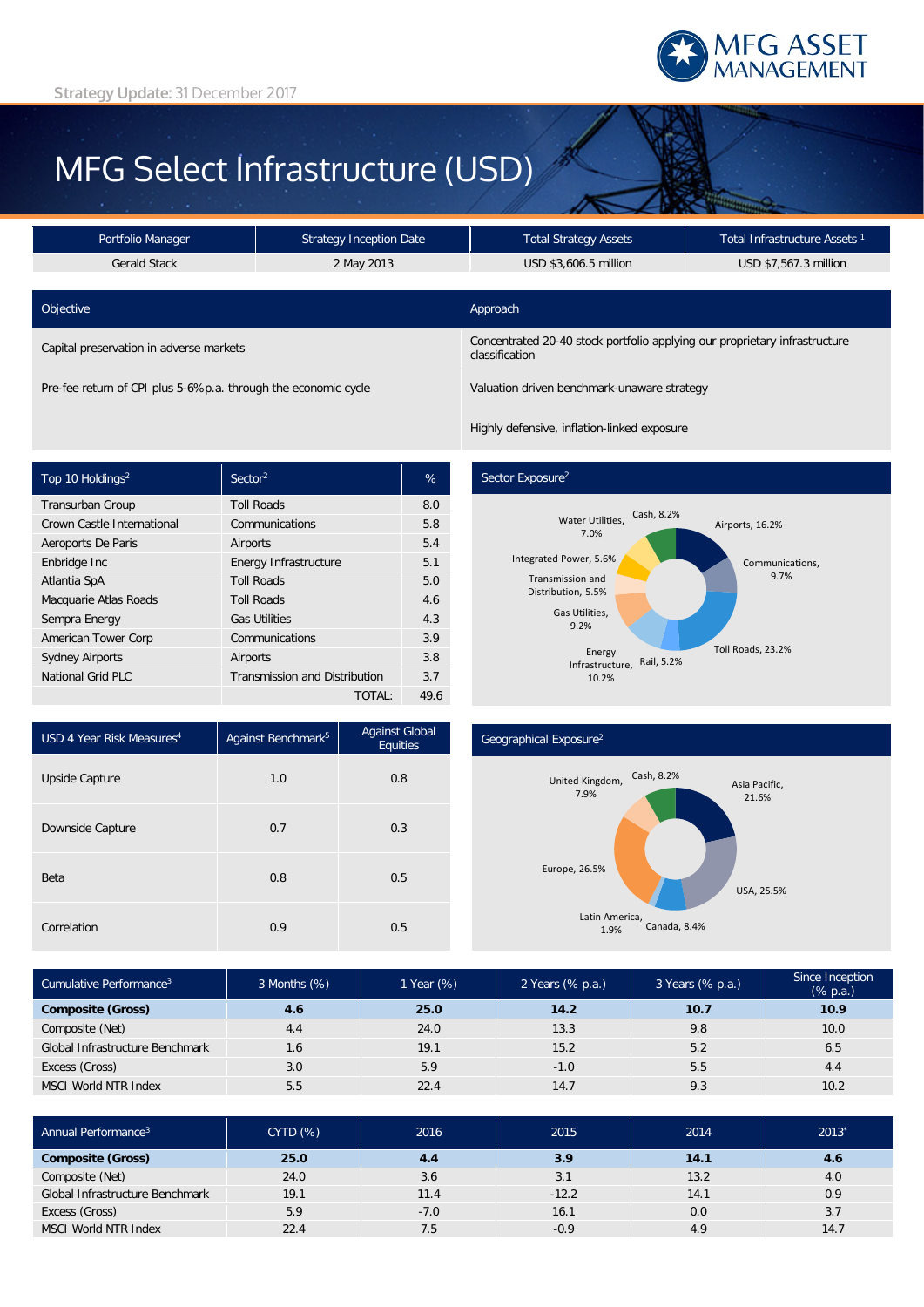Strategy Update: 31 December 2017

# MFG Select Infrastructure (USD)

| Portfolio Manager | Strategy Inception Date | Total Strategy Assets | Total Infrastructure Assets [1] |
|---|---|---|---|
| Gerald Stack | 2 May 2013 | USD $3,606.5 million | USD $7,567.3 million |

| Objective | Approach |
|---|---|
| Capital preservation in adverse markets | Concentrated 20-40 stock portfolio applying our proprietary infrastructure classification |
| Pre-fee return of CPI plus 5-6% p.a. through the economic cycle | Valuation driven benchmark-unaware strategy |
| | Highly defensive, inflation-linked exposure |

| Top 10 Holdings[2] | Sector[2] | % |
|---|---|---|
| Transurban Group | Toll Roads | 8.0 |
| Crown Castle International | Communications | 5.8 |
| Aeroports De Paris | Airports | 5.4 |
| Enbridge Inc | Energy Infrastructure | 5.1 |
| Atlantia SpA | Toll Roads | 5.0 |
| Macquarie Atlas Roads | Toll Roads | 4.6 |
| Sempra Energy | Gas Utilities | 4.3 |
| American Tower Corp | Communications | 3.9 |
| Sydney Airports | Airports | 3.8 |
| National Grid PLC | Transmission and Distribution | 3.7 |
| | TOTAL: | 49.6 |

**Sector Exposure[2]**

Toll Roads, 23.2%; Airports, 16.2%; Energy Infrastructure, 10.2%; Communications, 9.7%; Gas Utilities, 9.2%; Cash, 8.2%; Water Utilities, 7.0%; Integrated Power, 5.6%; Transmission and Distribution, 5.5%; Rail, 5.2%

| USD 4 Year Risk Measures[4] | Against Benchmark[5] | Against Global Equities |
|---|---|---|
| Upside Capture | 1.0 | 0.8 |
| Downside Capture | 0.7 | 0.3 |
| Beta | 0.8 | 0.5 |
| Correlation | 0.9 | 0.5 |

**Geographical Exposure[2]**

Europe, 26.5%; USA, 25.5%; Asia Pacific, 21.6%; Canada, 8.4%; Cash, 8.2%; United Kingdom, 7.9%; Latin America, 1.9%

| Cumulative Performance[3] | 3 Months (%) | 1 Year (%) | 2 Years (% p.a.) | 3 Years (% p.a.) | Since Inception (% p.a.) |
|---|---|---|---|---|---|
| **Composite (Gross)** | **4.6** | **25.0** | **14.2** | **10.7** | **10.9** |
| Composite (Net) | 4.4 | 24.0 | 13.3 | 9.8 | 10.0 |
| Global Infrastructure Benchmark | 1.6 | 19.1 | 15.2 | 5.2 | 6.5 |
| Excess (Gross) | 3.0 | 5.9 | -1.0 | 5.5 | 4.4 |
| MSCI World NTR Index | 5.5 | 22.4 | 14.7 | 9.3 | 10.2 |

| Annual Performance[3] | CYTD (%) | 2016 | 2015 | 2014 | 2013* |
|---|---|---|---|---|---|
| **Composite (Gross)** | **25.0** | **4.4** | **3.9** | **14.1** | **4.6** |
| Composite (Net) | 24.0 | 3.6 | 3.1 | 13.2 | 4.0 |
| Global Infrastructure Benchmark | 19.1 | 11.4 | -12.2 | 14.1 | 0.9 |
| Excess (Gross) | 5.9 | -7.0 | 16.1 | 0.0 | 3.7 |
| MSCI World NTR Index | 22.4 | 7.5 | -0.9 | 4.9 | 14.7 |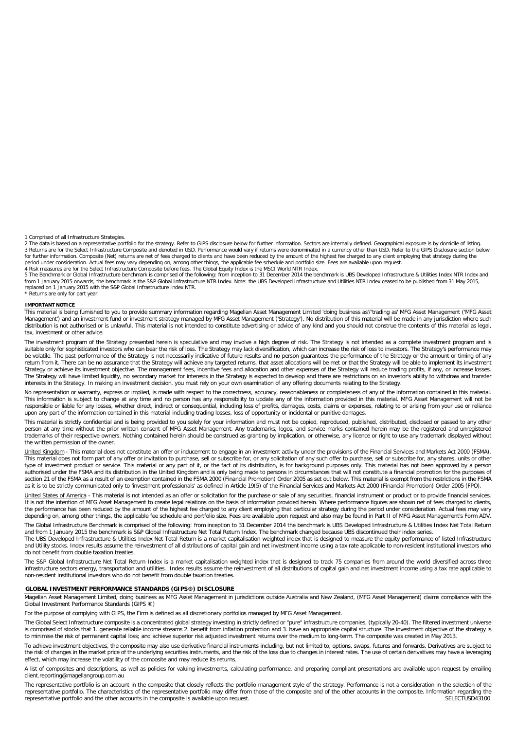1 Comprised of all Infrastructure Strategies.
2 The data is based on a representative portfolio for the strategy. Refer to GIPS disclosure below for further information. Sectors are internally defined. Geographical exposure is by domicile of listing.
3 Returns are for the Select Infrastructure Composite and denoted in USD. Performance would vary if returns were denominated in a currency other than USD. Refer to the GIPS Disclosure section below for further information. Composite (Net) returns are net of fees charged to clients and have been reduced by the amount of the highest fee charged to any client employing that strategy during the period under consideration. Actual fees may vary depending on, among other things, the applicable fee schedule and portfolio size. Fees are available upon request.
4 Risk measures are for the Select Infrastructure Composite before fees. The Global Equity Index is the MSCI World NTR Index.
5 The Benchmark or Global Infrastructure benchmark is comprised of the following: from inception to 31 December 2014 the benchmark is UBS Developed Infrastructure & Utilities Index NTR Index and from 1 January 2015 onwards, the benchmark is the S&P Global Infrastructure NTR Index. Note: the UBS Developed Infrastructure and Utilities NTR Index ceased to be published from 31 May 2015, replaced on 1 January 2015 with the S&P Global Infrastructure Index NTR.
* Returns are only for part year.

**IMPORTANT NOTICE**

This material is being furnished to you to provide summary information regarding Magellan Asset Management Limited 'doing business as'/'trading as' MFG Asset Management ('MFG Asset Management') and an investment fund or investment strategy managed by MFG Asset Management ('Strategy'). No distribution of this material will be made in any jurisdiction where such distribution is not authorised or is unlawful. This material is not intended to constitute advertising or advice of any kind and you should not construe the contents of this material as legal, tax, investment or other advice.

The investment program of the Strategy presented herein is speculative and may involve a high degree of risk. The Strategy is not intended as a complete investment program and is suitable only for sophisticated investors who can bear the risk of loss. The Strategy may lack diversification, which can increase the risk of loss to investors. The Strategy's performance may be volatile. The past performance of the Strategy is not necessarily indicative of future results and no person guarantees the performance of the Strategy or the amount or timing of any return from it. There can be no assurance that the Strategy will achieve any targeted returns, that asset allocations will be met or that the Strategy will be able to implement its investment Strategy or achieve its investment objective. The management fees, incentive fees and allocation and other expenses of the Strategy will reduce trading profits, if any, or increase losses. The Strategy will have limited liquidity, no secondary market for interests in the Strategy is expected to develop and there are restrictions on an investor's ability to withdraw and transfer interests in the Strategy. In making an investment decision, you must rely on your own examination of any offering documents relating to the Strategy.

No representation or warranty, express or implied, is made with respect to the correctness, accuracy, reasonableness or completeness of any of the information contained in this material. This information is subject to change at any time and no person has any responsibility to update any of the information provided in this material. MFG Asset Management will not be responsible or liable for any losses, whether direct, indirect or consequential, including loss of profits, damages, costs, claims or expenses, relating to or arising from your use or reliance upon any part of the information contained in this material including trading losses, loss of opportunity or incidental or punitive damages.

This material is strictly confidential and is being provided to you solely for your information and must not be copied, reproduced, published, distributed, disclosed or passed to any other person at any time without the prior written consent of MFG Asset Management. Any trademarks, logos, and service marks contained herein may be the registered and unregistered trademarks of their respective owners. Nothing contained herein should be construed as granting by implication, or otherwise, any licence or right to use any trademark displayed without the written permission of the owner.

United Kingdom - This material does not constitute an offer or inducement to engage in an investment activity under the provisions of the Financial Services and Markets Act 2000 (FSMA). This material does not form part of any offer or invitation to purchase, sell or subscribe for, or any solicitation of any such offer to purchase, sell or subscribe for, any shares, units or other type of investment product or service. This material or any part of it, or the fact of its distribution, is for background purposes only. This material has not been approved by a person authorised under the FSMA and its distribution in the United Kingdom and is only being made to persons in circumstances that will not constitute a financial promotion for the purposes of section 21 of the FSMA as a result of an exemption contained in the FSMA 2000 (Financial Promotion) Order 2005 as set out below. This material is exempt from the restrictions in the FSMA as it is to be strictly communicated only to 'investment professionals' as defined in Article 19(5) of the Financial Services and Markets Act 2000 (Financial Promotion) Order 2005 (FPO).

United States of America - This material is not intended as an offer or solicitation for the purchase or sale of any securities, financial instrument or product or to provide financial services. It is not the intention of MFG Asset Management to create legal relations on the basis of information provided herein. Where performance figures are shown net of fees charged to clients, the performance has been reduced by the amount of the highest fee charged to any client employing that particular strategy during the period under consideration. Actual fees may vary depending on, among other things, the applicable fee schedule and portfolio size. Fees are available upon request and also may be found in Part II of MFG Asset Management's Form ADV.

The Global Infrastructure Benchmark is comprised of the following: from inception to 31 December 2014 the benchmark is UBS Developed Infrastructure & Utilities Index Net Total Return and from 1 January 2015 the benchmark is S&P Global Infrastructure Net Total Return Index. The benchmark changed because UBS discontinued their index series.
The UBS Developed Infrastructure & Utilities Index Net Total Return is a market capitalisation weighted index that is designed to measure the equity performance of listed Infrastructure and Utility stocks. Index results assume the reinvestment of all distributions of capital gain and net investment income using a tax rate applicable to non-resident institutional investors who do not benefit from double taxation treaties.

The S&P Global Infrastructure Net Total Return Index is a market capitalisation weighted index that is designed to track 75 companies from around the world diversified across three infrastructure sectors energy, transportation and utilities. Index results assume the reinvestment of all distributions of capital gain and net investment income using a tax rate applicable to non-resident institutional investors who do not benefit from double taxation treaties.

**GLOBAL INVESTMENT PERFORMANCE STANDARDS (GIPS®) DISCLOSURE**

Magellan Asset Management Limited, doing business as MFG Asset Management in jurisdictions outside Australia and New Zealand, (MFG Asset Management) claims compliance with the Global Investment Performance Standards (GIPS ®)

For the purpose of complying with GIPS, the Firm is defined as all discretionary portfolios managed by MFG Asset Management.

The Global Select Infrastructure composite is a concentrated global strategy investing in strictly defined or "pure" infrastructure companies, (typically 20-40). The filtered investment universe is comprised of stocks that 1. generate reliable income streams 2. benefit from inflation protection and 3. have an appropriate capital structure. The investment objective of the strategy is to minimise the risk of permanent capital loss; and achieve superior risk adjusted investment returns over the medium to long-term. The composite was created in May 2013.

To achieve investment objectives, the composite may also use derivative financial instruments including, but not limited to, options, swaps, futures and forwards. Derivatives are subject to the risk of changes in the market price of the underlying securities instruments, and the risk of the loss due to changes in interest rates. The use of certain derivatives may have a leveraging effect, which may increase the volatility of the composite and may reduce its returns.

A list of composites and descriptions, as well as policies for valuing investments, calculating performance, and preparing compliant presentations are available upon request by emailing client.reporting@magellangroup.com.au

The representative portfolio is an account in the composite that closely reflects the portfolio management style of the strategy. Performance is not a consideration in the selection of the representative portfolio. The characteristics of the representative portfolio may differ from those of the composite and of the other accounts in the composite. Information regarding the representative portfolio and the other accounts in the composite is available upon request.

SELECTUSD43100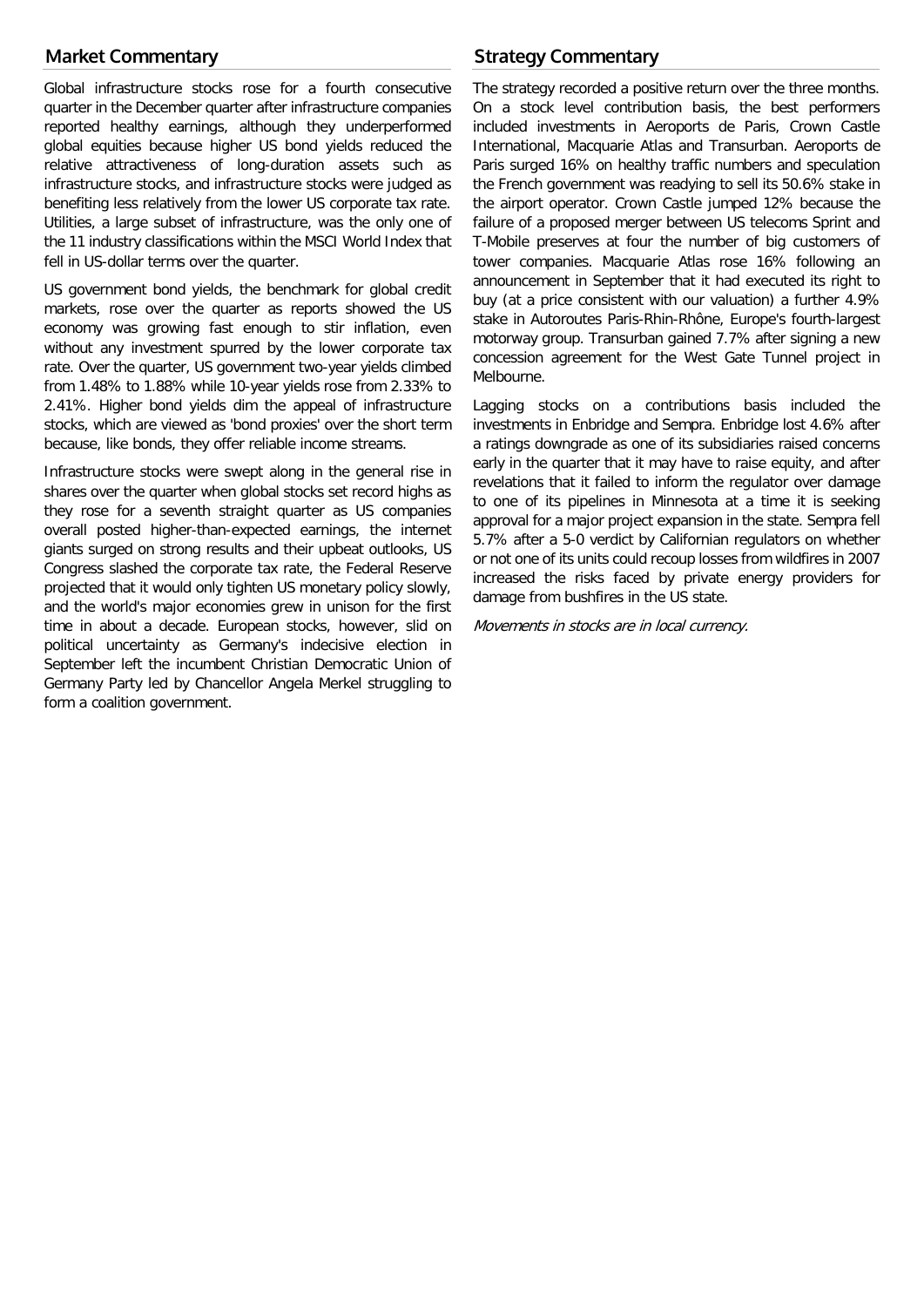## Market Commentary

Global infrastructure stocks rose for a fourth consecutive quarter in the December quarter after infrastructure companies reported healthy earnings, although they underperformed global equities because higher US bond yields reduced the relative attractiveness of long-duration assets such as infrastructure stocks, and infrastructure stocks were judged as benefiting less relatively from the lower US corporate tax rate. Utilities, a large subset of infrastructure, was the only one of the 11 industry classifications within the MSCI World Index that fell in US-dollar terms over the quarter.

US government bond yields, the benchmark for global credit markets, rose over the quarter as reports showed the US economy was growing fast enough to stir inflation, even without any investment spurred by the lower corporate tax rate. Over the quarter, US government two-year yields climbed from 1.48% to 1.88% while 10-year yields rose from 2.33% to 2.41%. Higher bond yields dim the appeal of infrastructure stocks, which are viewed as 'bond proxies' over the short term because, like bonds, they offer reliable income streams.

Infrastructure stocks were swept along in the general rise in shares over the quarter when global stocks set record highs as they rose for a seventh straight quarter as US companies overall posted higher-than-expected earnings, the internet giants surged on strong results and their upbeat outlooks, US Congress slashed the corporate tax rate, the Federal Reserve projected that it would only tighten US monetary policy slowly, and the world's major economies grew in unison for the first time in about a decade. European stocks, however, slid on political uncertainty as Germany's indecisive election in September left the incumbent Christian Democratic Union of Germany Party led by Chancellor Angela Merkel struggling to form a coalition government.

## Strategy Commentary

The strategy recorded a positive return over the three months. On a stock level contribution basis, the best performers included investments in Aeroports de Paris, Crown Castle International, Macquarie Atlas and Transurban. Aeroports de Paris surged 16% on healthy traffic numbers and speculation the French government was readying to sell its 50.6% stake in the airport operator. Crown Castle jumped 12% because the failure of a proposed merger between US telecoms Sprint and T-Mobile preserves at four the number of big customers of tower companies. Macquarie Atlas rose 16% following an announcement in September that it had executed its right to buy (at a price consistent with our valuation) a further 4.9% stake in Autoroutes Paris-Rhin-Rhône, Europe's fourth-largest motorway group. Transurban gained 7.7% after signing a new concession agreement for the West Gate Tunnel project in Melbourne.

Lagging stocks on a contributions basis included the investments in Enbridge and Sempra. Enbridge lost 4.6% after a ratings downgrade as one of its subsidiaries raised concerns early in the quarter that it may have to raise equity, and after revelations that it failed to inform the regulator over damage to one of its pipelines in Minnesota at a time it is seeking approval for a major project expansion in the state. Sempra fell 5.7% after a 5-0 verdict by Californian regulators on whether or not one of its units could recoup losses from wildfires in 2007 increased the risks faced by private energy providers for damage from bushfires in the US state.

*Movements in stocks are in local currency.*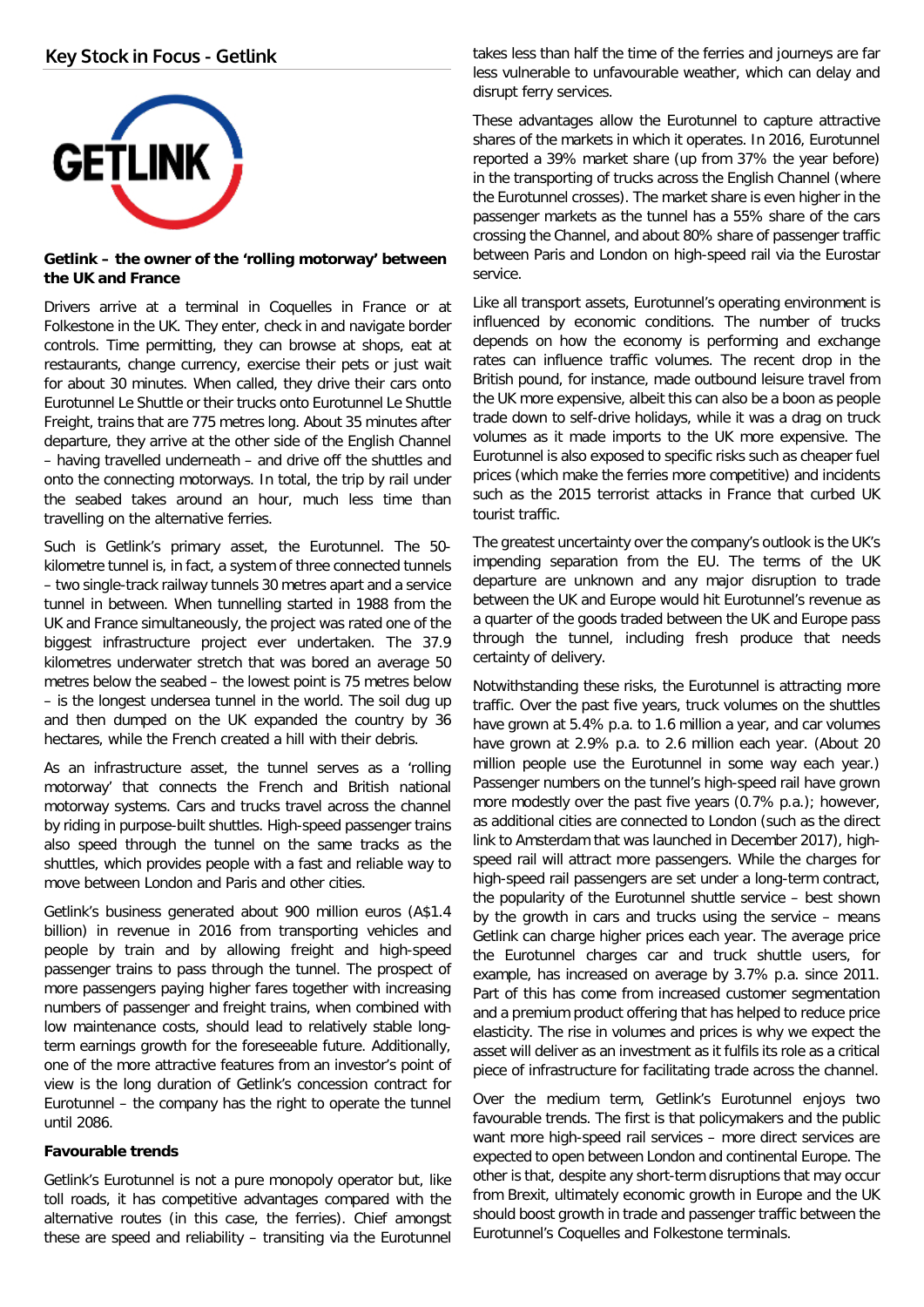## Key Stock in Focus - Getlink

**Getlink – the owner of the 'rolling motorway' between the UK and France**

Drivers arrive at a terminal in Coquelles in France or at Folkestone in the UK. They enter, check in and navigate border controls. Time permitting, they can browse at shops, eat at restaurants, change currency, exercise their pets or just wait for about 30 minutes. When called, they drive their cars onto Eurotunnel Le Shuttle or their trucks onto Eurotunnel Le Shuttle Freight, trains that are 775 metres long. About 35 minutes after departure, they arrive at the other side of the English Channel – having travelled underneath – and drive off the shuttles and onto the connecting motorways. In total, the trip by rail under the seabed takes around an hour, much less time than travelling on the alternative ferries.

Such is Getlink's primary asset, the Eurotunnel. The 50-kilometre tunnel is, in fact, a system of three connected tunnels – two single-track railway tunnels 30 metres apart and a service tunnel in between. When tunnelling started in 1988 from the UK and France simultaneously, the project was rated one of the biggest infrastructure project ever undertaken. The 37.9 kilometres underwater stretch that was bored an average 50 metres below the seabed – the lowest point is 75 metres below – is the longest undersea tunnel in the world. The soil dug up and then dumped on the UK expanded the country by 36 hectares, while the French created a hill with their debris.

As an infrastructure asset, the tunnel serves as a 'rolling motorway' that connects the French and British national motorway systems. Cars and trucks travel across the channel by riding in purpose-built shuttles. High-speed passenger trains also speed through the tunnel on the same tracks as the shuttles, which provides people with a fast and reliable way to move between London and Paris and other cities.

Getlink's business generated about 900 million euros (A$1.4 billion) in revenue in 2016 from transporting vehicles and people by train and by allowing freight and high-speed passenger trains to pass through the tunnel. The prospect of more passengers paying higher fares together with increasing numbers of passenger and freight trains, when combined with low maintenance costs, should lead to relatively stable long-term earnings growth for the foreseeable future. Additionally, one of the more attractive features from an investor's point of view is the long duration of Getlink's concession contract for Eurotunnel – the company has the right to operate the tunnel until 2086.

**Favourable trends**

Getlink's Eurotunnel is not a pure monopoly operator but, like toll roads, it has competitive advantages compared with the alternative routes (in this case, the ferries). Chief amongst these are speed and reliability – transiting via the Eurotunnel takes less than half the time of the ferries and journeys are far less vulnerable to unfavourable weather, which can delay and disrupt ferry services.

These advantages allow the Eurotunnel to capture attractive shares of the markets in which it operates. In 2016, Eurotunnel reported a 39% market share (up from 37% the year before) in the transporting of trucks across the English Channel (where the Eurotunnel crosses). The market share is even higher in the passenger markets as the tunnel has a 55% share of the cars crossing the Channel, and about 80% share of passenger traffic between Paris and London on high-speed rail via the Eurostar service.

Like all transport assets, Eurotunnel's operating environment is influenced by economic conditions. The number of trucks depends on how the economy is performing and exchange rates can influence traffic volumes. The recent drop in the British pound, for instance, made outbound leisure travel from the UK more expensive, albeit this can also be a boon as people trade down to self-drive holidays, while it was a drag on truck volumes as it made imports to the UK more expensive. The Eurotunnel is also exposed to specific risks such as cheaper fuel prices (which make the ferries more competitive) and incidents such as the 2015 terrorist attacks in France that curbed UK tourist traffic.

The greatest uncertainty over the company's outlook is the UK's impending separation from the EU. The terms of the UK departure are unknown and any major disruption to trade between the UK and Europe would hit Eurotunnel's revenue as a quarter of the goods traded between the UK and Europe pass through the tunnel, including fresh produce that needs certainty of delivery.

Notwithstanding these risks, the Eurotunnel is attracting more traffic. Over the past five years, truck volumes on the shuttles have grown at 5.4% p.a. to 1.6 million a year, and car volumes have grown at 2.9% p.a. to 2.6 million each year. (About 20 million people use the Eurotunnel in some way each year.) Passenger numbers on the tunnel's high-speed rail have grown more modestly over the past five years (0.7% p.a.); however, as additional cities are connected to London (such as the direct link to Amsterdam that was launched in December 2017), high-speed rail will attract more passengers. While the charges for high-speed rail passengers are set under a long-term contract, the popularity of the Eurotunnel shuttle service – best shown by the growth in cars and trucks using the service – means Getlink can charge higher prices each year. The average price the Eurotunnel charges car and truck shuttle users, for example, has increased on average by 3.7% p.a. since 2011. Part of this has come from increased customer segmentation and a premium product offering that has helped to reduce price elasticity. The rise in volumes and prices is why we expect the asset will deliver as an investment as it fulfils its role as a critical piece of infrastructure for facilitating trade across the channel.

Over the medium term, Getlink's Eurotunnel enjoys two favourable trends. The first is that policymakers and the public want more high-speed rail services – more direct services are expected to open between London and continental Europe. The other is that, despite any short-term disruptions that may occur from Brexit, ultimately economic growth in Europe and the UK should boost growth in trade and passenger traffic between the Eurotunnel's Coquelles and Folkestone terminals.